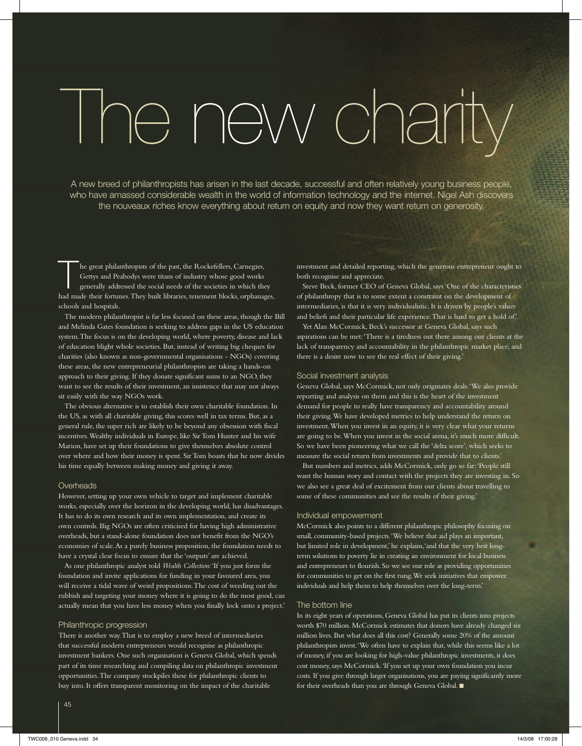# The new charity

A new breed of philanthropists has arisen in the last decade, successful and often relatively young business people, who have amassed considerable wealth in the world of information technology and the internet. Nigel Ash discovers the nouveaux riches know everything about return on equity and now they want return on generosity.

The great philanthropists of the past, the Rockefellers, Carnegies, Gettys and Peabodys were titans of industry whose good works generally addressed the social needs of the societies in which they had made their fortunes. They built libraries, tenement blocks, orphanages, schools and hospitals.

The modern philanthropist is far less focused on these areas, though the Bill and Melinda Gates foundation is seeking to address gaps in the US education system. The focus is on the developing world, where poverty, disease and lack of education blight whole societies. But, instead of writing big cheques for charities (also known as non-governmental organisations - NGOs) covering these areas, the new entrepreneurial philanthropists are taking a hands-on approach to their giving. If they donate significant sums to an NGO, they want to see the results of their investment, an insistence that may not always sit easily with the way NGOs work.

The obvious alternative is to establish their own charitable foundation. In the US, as with all charitable giving, this scores well in tax terms. But, as a general rule, the super rich are likely to be beyond any obsession with fiscal incentives. Wealthy individuals in Europe, like Sir Tom Hunter and his wife Marion, have set up their foundations to give themselves absolute control over where and how their money is spent. Sir Tom boasts that he now divides his time equally between making money and giving it away.

## Overheads

However, setting up your own vehicle to target and implement charitable works, especially over the horizon in the developing world, has disadvantages. It has to do its own research and its own implementation, and create its own controls. Big NGOs are often criticised for having high administrative overheads, but a stand-alone foundation does not benefit from the NGO's economies of scale. As a purely business proposition, the foundation needs to have a crystal clear focus to ensure that the 'outputs' are achieved.

As one philanthropic analyst told *Wealth Collection*: 'If you just form the foundation and invite applications for funding in your favoured area, you will receive a tidal wave of weird propositions. The cost of weeding out the rubbish and targeting your money where it is going to do the most good, can actually mean that you have less money when you finally lock onto a project.'

## Philanthropic progression

There is another way. That is to employ a new breed of intermediaries that successful modern entrepreneurs would recognise as philanthropic investment bankers. One such organisation is Geneva Global, which spends part of its time researching and compiling data on philanthropic investment opportunities. The company stockpiles these for philanthropic clients to buy into. It offers transparent monitoring on the impact of the charitable investment and detailed reporting, which the generous entrepreneur ought to both recognise and appreciate.

Steve Beck, former CEO of Geneva Global, says 'One of the characteristics of philanthropy that is to some extent a constraint on the development of intermediaries, is that it is very individualistic. It is driven by people's values and beliefs and their particular life experience. That is hard to get a hold of.'

Yet Alan McCormick, Beck's successor at Geneva Global, says such aspirations can be met: 'There is a tiredness out there among our clients at the lack of transparency and accountability in the philanthropic market place, and there is a desire now to see the real effect of their giving.'

## Social investment analysis

Geneva Global, says McCormick, not only originates deals: 'We also provide reporting and analysis on them and this is the heart of the investment demand for people to really have transparency and accountability around their giving. We have developed metrics to help understand the return on investment. When you invest in an equity, it is very clear what your returns are going to be. When you invest in the social arena, it's much more difficult. So we have been pioneering what we call the 'delta score', which seeks to measure the social return from investments and provide that to clients.'

But numbers and metrics, adds McCormick, only go so far: 'People still want the human story and contact with the projects they are investing in. So we also see a great deal of excitement from our clients about travelling to some of these communities and see the results of their giving.'

## Individual empowerment

McCormick also points to a different philanthropic philosophy focusing on small, community-based projects. 'We believe that aid plays an important, but limited role in development,' he explains, 'and that the very best long-term solutions to poverty lie in creating an environment for local business and entrepreneurs to flourish. So we see our role as providing opportunities for communities to get on the first rung. We seek initiatives that empower individuals and help them to help themselves over the long-term.'

## The bottom line

In its eight years of operations, Geneva Global has put its clients into projects worth $70 million. McCormick estimates that donors have already changed six million lives. But what does all this cost? Generally some 20% of the amount philanthropists invest. 'We often have to explain that, while this seems like a lot of money, if you are looking for high-value philanthropic investments, it does cost money, says McCormick. 'If you set up your own foundation you incur costs. If you give through larger organisations, you are paying significantly more for their overheads than you are through Geneva Global. ■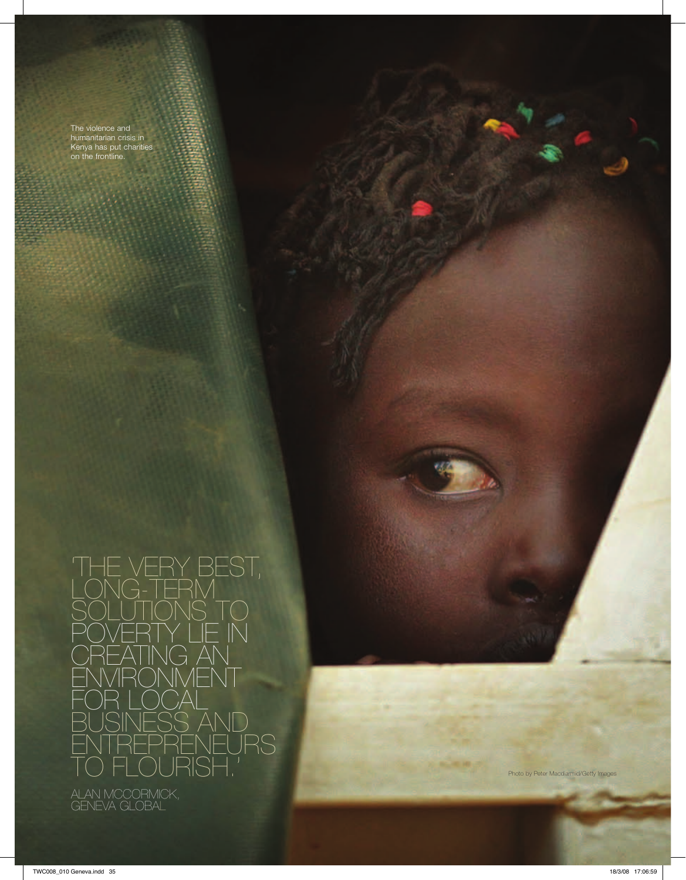The violence and humanitarian crisis in Kenya has put charities on the frontline.

'THE VERY BEST, LONG-TERM SOLUTIONS TO POVERTY LIE IN CREATING AN ENVIRONMENT FOR LOCAL BUSINESS AND ENTREPRENEURS TO FLOURISH.'

ALAN MCCORMICK, GENEVA GLOBAL

Photo by Peter Macdiarmid/Getty Images